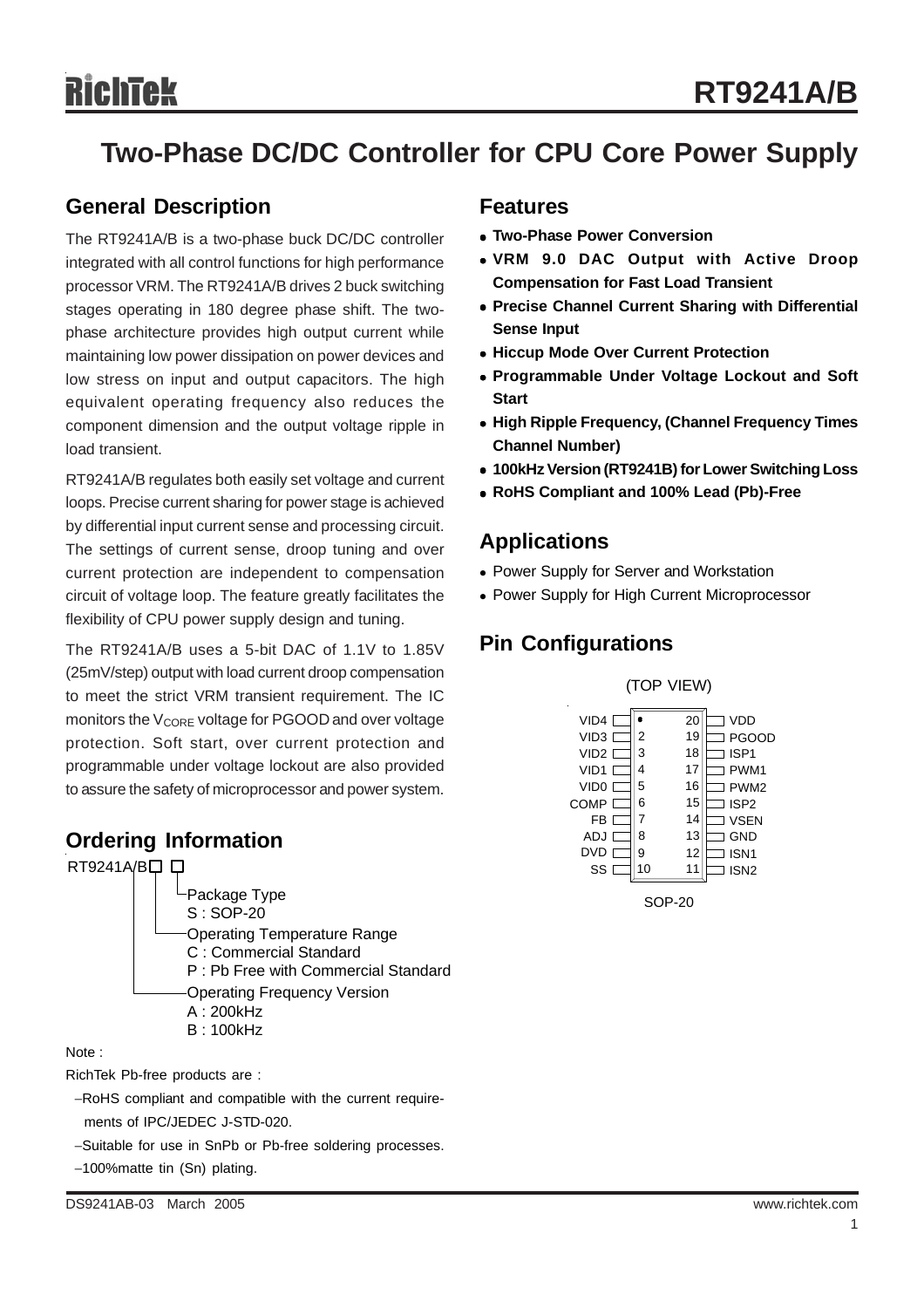# RT9241A/B

## Two-Phase DC/DC Controller for CPU Core Power Supply

### General Description

The RT9241A/B is a two-phase buck DC/DC controller integrated with all control functions for high performance processor VRM. The RT9241A/B drives 2 buck switching stages operating in 180 degree phase shift. The two-phase architecture provides high output current while maintaining low power dissipation on power devices and low stress on input and output capacitors. The high equivalent operating frequency also reduces the component dimension and the output voltage ripple in load transient.

RT9241A/B regulates both easily set voltage and current loops. Precise current sharing for power stage is achieved by differential input current sense and processing circuit. The settings of current sense, droop tuning and over current protection are independent to compensation circuit of voltage loop. The feature greatly facilitates the flexibility of CPU power supply design and tuning.

The RT9241A/B uses a 5-bit DAC of 1.1V to 1.85V (25mV/step) output with load current droop compensation to meet the strict VRM transient requirement. The IC monitors the $V_{CORE}$ voltage for PGOOD and over voltage protection. Soft start, over current protection and programmable under voltage lockout are also provided to assure the safety of microprocessor and power system.

### Ordering Information

RT9241A/B□ □

- Package Type
  - S : SOP-20
- Operating Temperature Range
  - C : Commercial Standard
  - P : Pb Free with Commercial Standard
- Operating Frequency Version
  - A : 200kHz
  - B : 100kHz

Note :

RichTek Pb-free products are :

- −RoHS compliant and compatible with the current requirements of IPC/JEDEC J-STD-020.
- −Suitable for use in SnPb or Pb-free soldering processes.
- −100%matte tin (Sn) plating.

### Features

- **Two-Phase Power Conversion**
- **VRM 9.0 DAC Output with Active Droop Compensation for Fast Load Transient**
- **Precise Channel Current Sharing with Differential Sense Input**
- **Hiccup Mode Over Current Protection**
- **Programmable Under Voltage Lockout and Soft Start**
- **High Ripple Frequency, (Channel Frequency Times Channel Number)**
- **100kHz Version (RT9241B) for Lower Switching Loss**
- **RoHS Compliant and 100% Lead (Pb)-Free**

### Applications

- Power Supply for Server and Workstation
- Power Supply for High Current Microprocessor

### Pin Configurations

(TOP VIEW)

| Pin | Name | Pin | Name |
|---|---|---|---|
| 1 | VID4 | 20 | VDD |
| 2 | VID3 | 19 | PGOOD |
| 3 | VID2 | 18 | ISP1 |
| 4 | VID1 | 17 | PWM1 |
| 5 | VID0 | 16 | PWM2 |
| 6 | COMP | 15 | ISP2 |
| 7 | FB | 14 | VSEN |
| 8 | ADJ | 13 | GND |
| 9 | DVD | 12 | ISN1 |
| 10 | SS | 11 | ISN2 |

SOP-20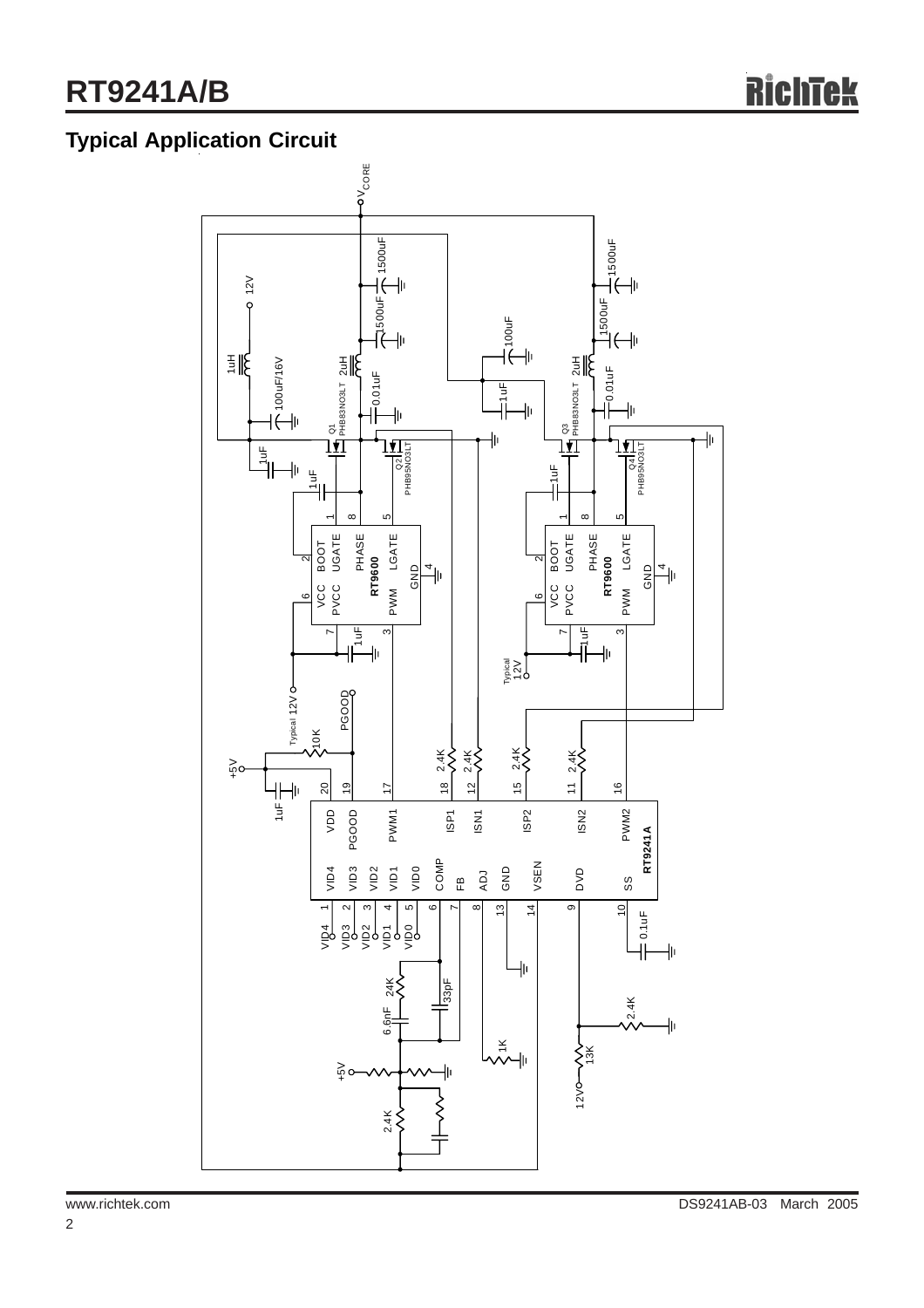## Typical Application Circuit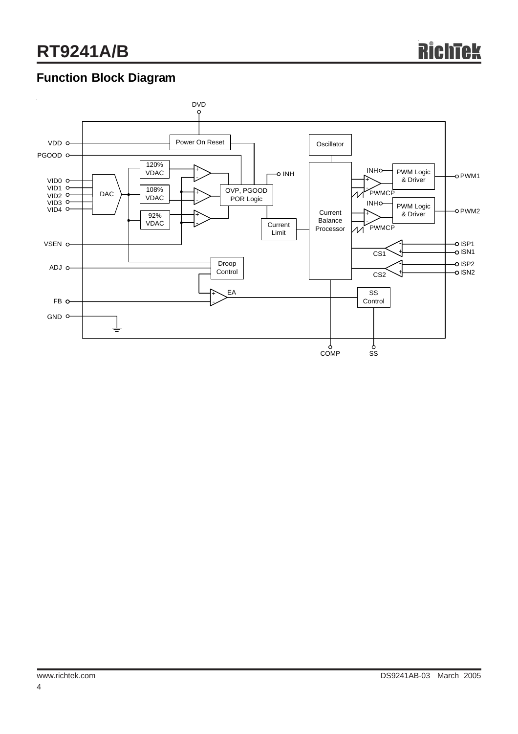## Function Block Diagram

DVD

VDD

PGOOD

VID0

VID1

VID2

VID3

VID4

VSEN

ADJ

FB

GND

Power On Reset

120% VDAC

108% VDAC

92% VDAC

DAC

OVP, PGOOD POR Logic

INH

Current Limit

Droop Control

EA

Oscillator

Current Balance Processor

INH

PWM Logic & Driver

PWMCP

INH

PWM Logic & Driver

PWMCP

CS1

CS2

SS Control

PWM1

PWM2

ISP1

ISN1

ISP2

ISN2

COMP

SS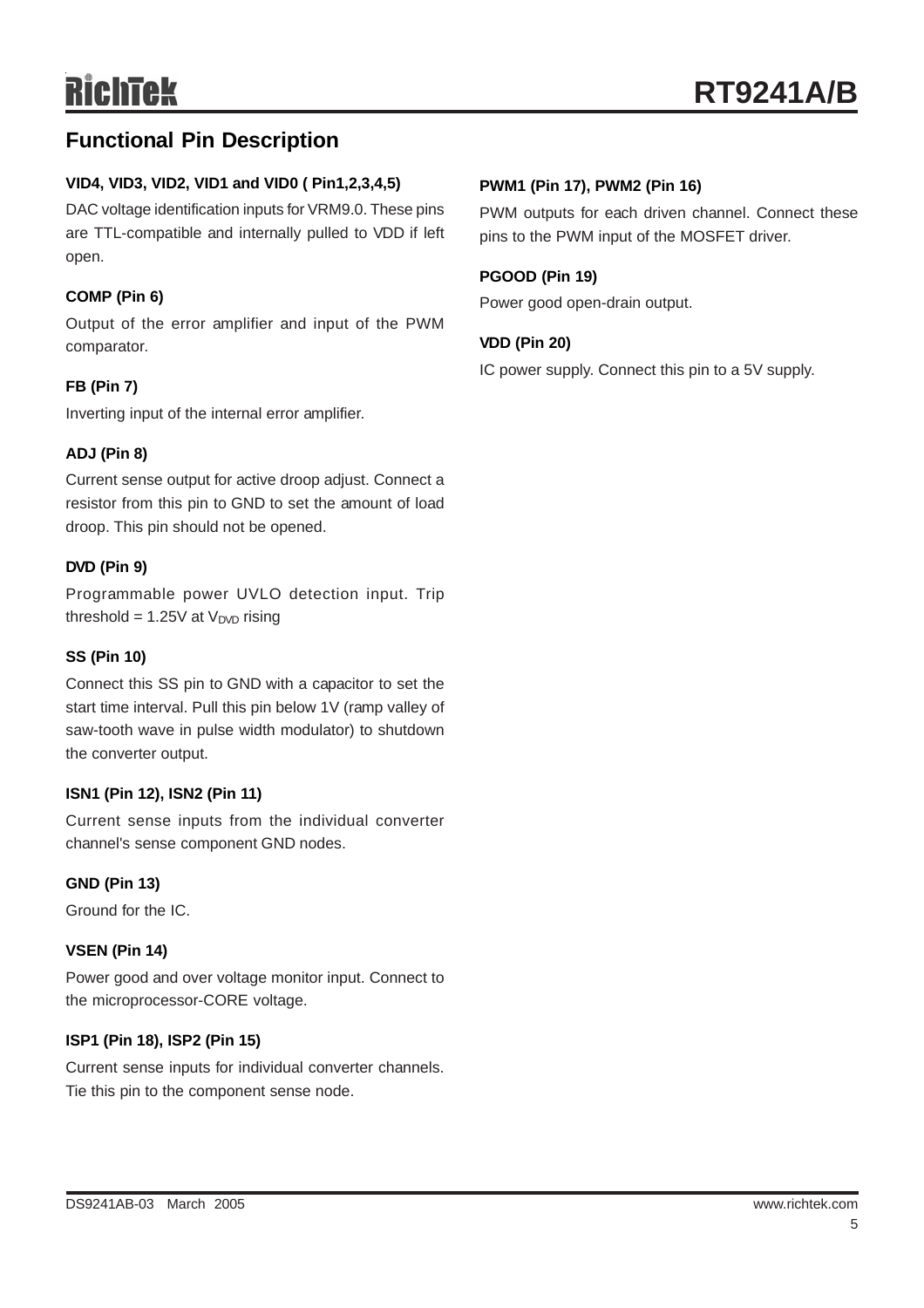## Functional Pin Description

### VID4, VID3, VID2, VID1 and VID0 ( Pin1,2,3,4,5)

DAC voltage identification inputs for VRM9.0. These pins are TTL-compatible and internally pulled to VDD if left open.

### COMP (Pin 6)

Output of the error amplifier and input of the PWM comparator.

### FB (Pin 7)

Inverting input of the internal error amplifier.

### ADJ (Pin 8)

Current sense output for active droop adjust. Connect a resistor from this pin to GND to set the amount of load droop. This pin should not be opened.

### DVD (Pin 9)

Programmable power UVLO detection input. Trip threshold = 1.25V at $V_{DVD}$ rising

### SS (Pin 10)

Connect this SS pin to GND with a capacitor to set the start time interval. Pull this pin below 1V (ramp valley of saw-tooth wave in pulse width modulator) to shutdown the converter output.

### ISN1 (Pin 12), ISN2 (Pin 11)

Current sense inputs from the individual converter channel's sense component GND nodes.

### GND (Pin 13)

Ground for the IC.

### VSEN (Pin 14)

Power good and over voltage monitor input. Connect to the microprocessor-CORE voltage.

### ISP1 (Pin 18), ISP2 (Pin 15)

Current sense inputs for individual converter channels. Tie this pin to the component sense node.

### PWM1 (Pin 17), PWM2 (Pin 16)

PWM outputs for each driven channel. Connect these pins to the PWM input of the MOSFET driver.

### PGOOD (Pin 19)

Power good open-drain output.

### VDD (Pin 20)

IC power supply. Connect this pin to a 5V supply.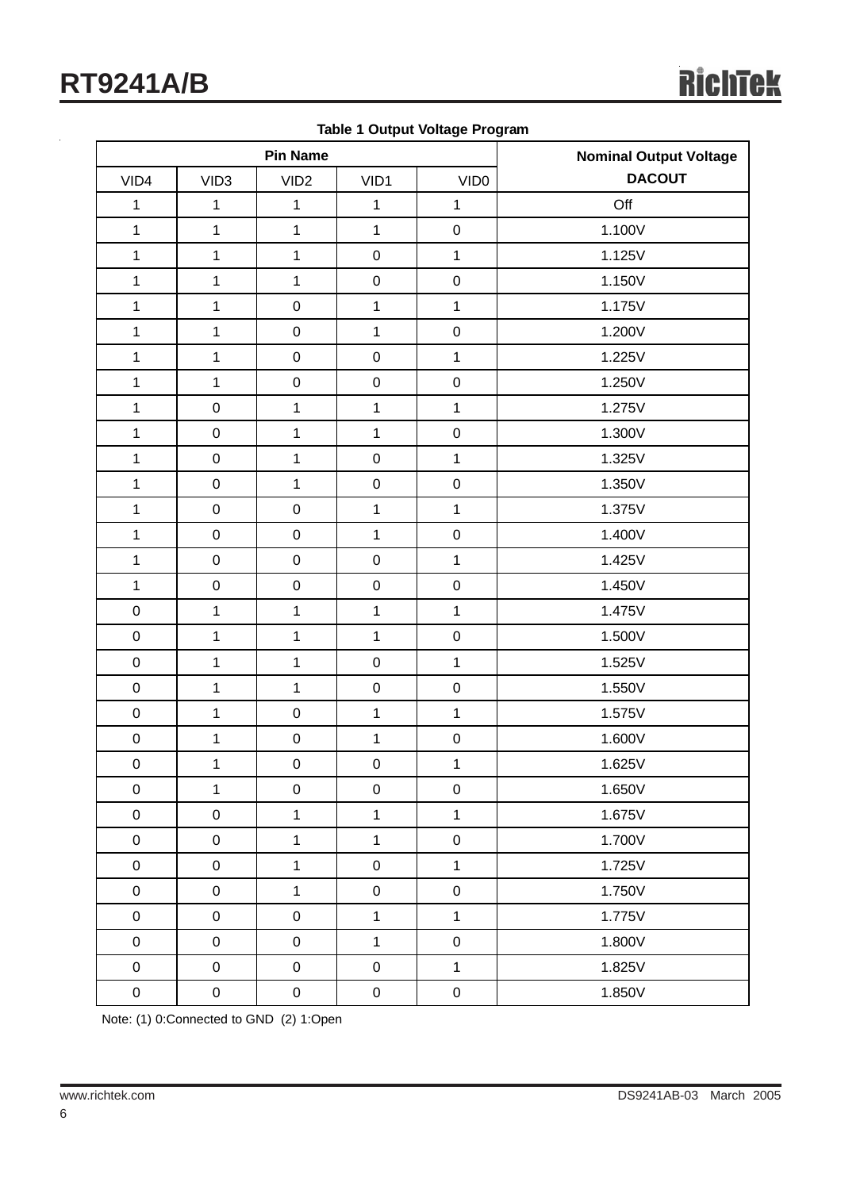**Table 1 Output Voltage Program**

| Pin Name | | | | | Nominal Output Voltage DACOUT |
|---|---|---|---|---|---|
| VID4 | VID3 | VID2 | VID1 | VID0 | |
| 1 | 1 | 1 | 1 | 1 | Off |
| 1 | 1 | 1 | 1 | 0 | 1.100V |
| 1 | 1 | 1 | 0 | 1 | 1.125V |
| 1 | 1 | 1 | 0 | 0 | 1.150V |
| 1 | 1 | 0 | 1 | 1 | 1.175V |
| 1 | 1 | 0 | 1 | 0 | 1.200V |
| 1 | 1 | 0 | 0 | 1 | 1.225V |
| 1 | 1 | 0 | 0 | 0 | 1.250V |
| 1 | 0 | 1 | 1 | 1 | 1.275V |
| 1 | 0 | 1 | 1 | 0 | 1.300V |
| 1 | 0 | 1 | 0 | 1 | 1.325V |
| 1 | 0 | 1 | 0 | 0 | 1.350V |
| 1 | 0 | 0 | 1 | 1 | 1.375V |
| 1 | 0 | 0 | 1 | 0 | 1.400V |
| 1 | 0 | 0 | 0 | 1 | 1.425V |
| 1 | 0 | 0 | 0 | 0 | 1.450V |
| 0 | 1 | 1 | 1 | 1 | 1.475V |
| 0 | 1 | 1 | 1 | 0 | 1.500V |
| 0 | 1 | 1 | 0 | 1 | 1.525V |
| 0 | 1 | 1 | 0 | 0 | 1.550V |
| 0 | 1 | 0 | 1 | 1 | 1.575V |
| 0 | 1 | 0 | 1 | 0 | 1.600V |
| 0 | 1 | 0 | 0 | 1 | 1.625V |
| 0 | 1 | 0 | 0 | 0 | 1.650V |
| 0 | 0 | 1 | 1 | 1 | 1.675V |
| 0 | 0 | 1 | 1 | 0 | 1.700V |
| 0 | 0 | 1 | 0 | 1 | 1.725V |
| 0 | 0 | 1 | 0 | 0 | 1.750V |
| 0 | 0 | 0 | 1 | 1 | 1.775V |
| 0 | 0 | 0 | 1 | 0 | 1.800V |
| 0 | 0 | 0 | 0 | 1 | 1.825V |
| 0 | 0 | 0 | 0 | 0 | 1.850V |

Note: (1) 0:Connected to GND (2) 1:Open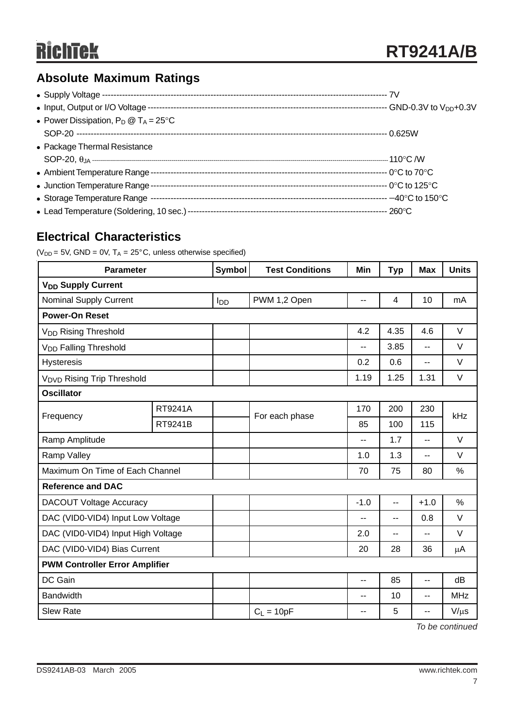## Absolute Maximum Ratings

- Supply Voltage ---------------------------------------- 7V
- Input, Output or I/O Voltage ---------------------------------------- GND-0.3V to $V_{DD}$+0.3V
- Power Dissipation, $P_D$ @ $T_A$ = 25°C
  SOP-20 ---------------------------------------- 0.625W
- Package Thermal Resistance
  SOP-20, $\theta_{JA}$ ---------------------------------------- 110°C /W
- Ambient Temperature Range ---------------------------------------- 0°C to 70°C
- Junction Temperature Range ---------------------------------------- 0°C to 125°C
- Storage Temperature Range ---------------------------------------- −40°C to 150°C
- Lead Temperature (Soldering, 10 sec.) ---------------------------------------- 260°C

## Electrical Characteristics

($V_{DD}$ = 5V, GND = 0V, $T_A$ = 25°C, unless otherwise specified)

| Parameter | | Symbol | Test Conditions | Min | Typ | Max | Units |
|---|---|---|---|---|---|---|---|
| **$V_{DD}$ Supply Current** | | | | | | | |
| Nominal Supply Current | | $I_{DD}$ | PWM 1,2 Open | -- | 4 | 10 | mA |
| **Power-On Reset** | | | | | | | |
| $V_{DD}$ Rising Threshold | | | | 4.2 | 4.35 | 4.6 | V |
| $V_{DD}$ Falling Threshold | | | | -- | 3.85 | -- | V |
| Hysteresis | | | | 0.2 | 0.6 | -- | V |
| $V_{DVD}$ Rising Trip Threshold | | | | 1.19 | 1.25 | 1.31 | V |
| **Oscillator** | | | | | | | |
| Frequency | RT9241A | | For each phase | 170 | 200 | 230 | kHz |
| | RT9241B | | | 85 | 100 | 115 | |
| Ramp Amplitude | | | | -- | 1.7 | -- | V |
| Ramp Valley | | | | 1.0 | 1.3 | -- | V |
| Maximum On Time of Each Channel | | | | 70 | 75 | 80 | % |
| **Reference and DAC** | | | | | | | |
| DACOUT Voltage Accuracy | | | | -1.0 | -- | +1.0 | % |
| DAC (VID0-VID4) Input Low Voltage | | | | -- | -- | 0.8 | V |
| DAC (VID0-VID4) Input High Voltage | | | | 2.0 | -- | -- | V |
| DAC (VID0-VID4) Bias Current | | | | 20 | 28 | 36 | μA |
| **PWM Controller Error Amplifier** | | | | | | | |
| DC Gain | | | | -- | 85 | -- | dB |
| Bandwidth | | | | -- | 10 | -- | MHz |
| Slew Rate | | | $C_L$ = 10pF | -- | 5 | -- | V/μs |

*To be continued*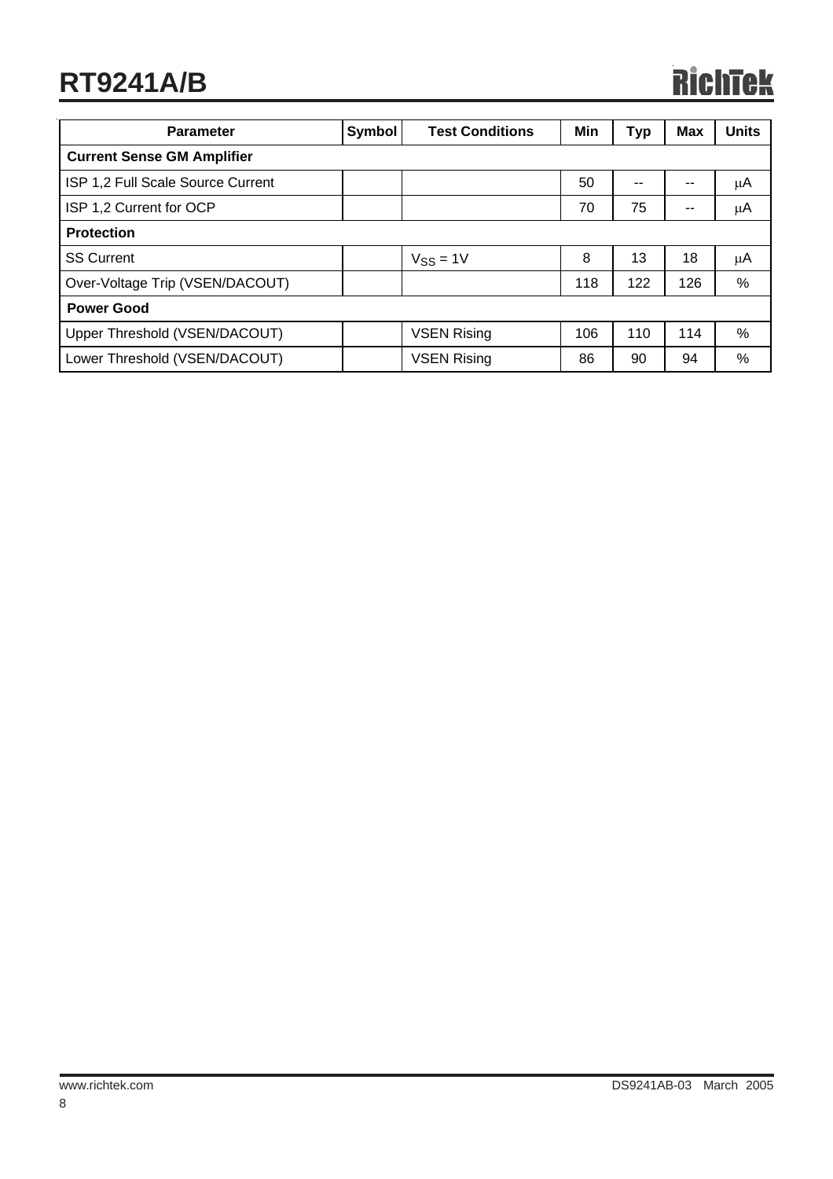| Parameter | Symbol | Test Conditions | Min | Typ | Max | Units |
|---|---|---|---|---|---|---|
| **Current Sense GM Amplifier** | | | | | | |
| ISP 1,2 Full Scale Source Current | | | 50 | -- | -- | μA |
| ISP 1,2 Current for OCP | | | 70 | 75 | -- | μA |
| **Protection** | | | | | | |
| SS Current | | $V_{SS}$ = 1V | 8 | 13 | 18 | μA |
| Over-Voltage Trip (VSEN/DACOUT) | | | 118 | 122 | 126 | % |
| **Power Good** | | | | | | |
| Upper Threshold (VSEN/DACOUT) | | VSEN Rising | 106 | 110 | 114 | % |
| Lower Threshold (VSEN/DACOUT) | | VSEN Rising | 86 | 90 | 94 | % |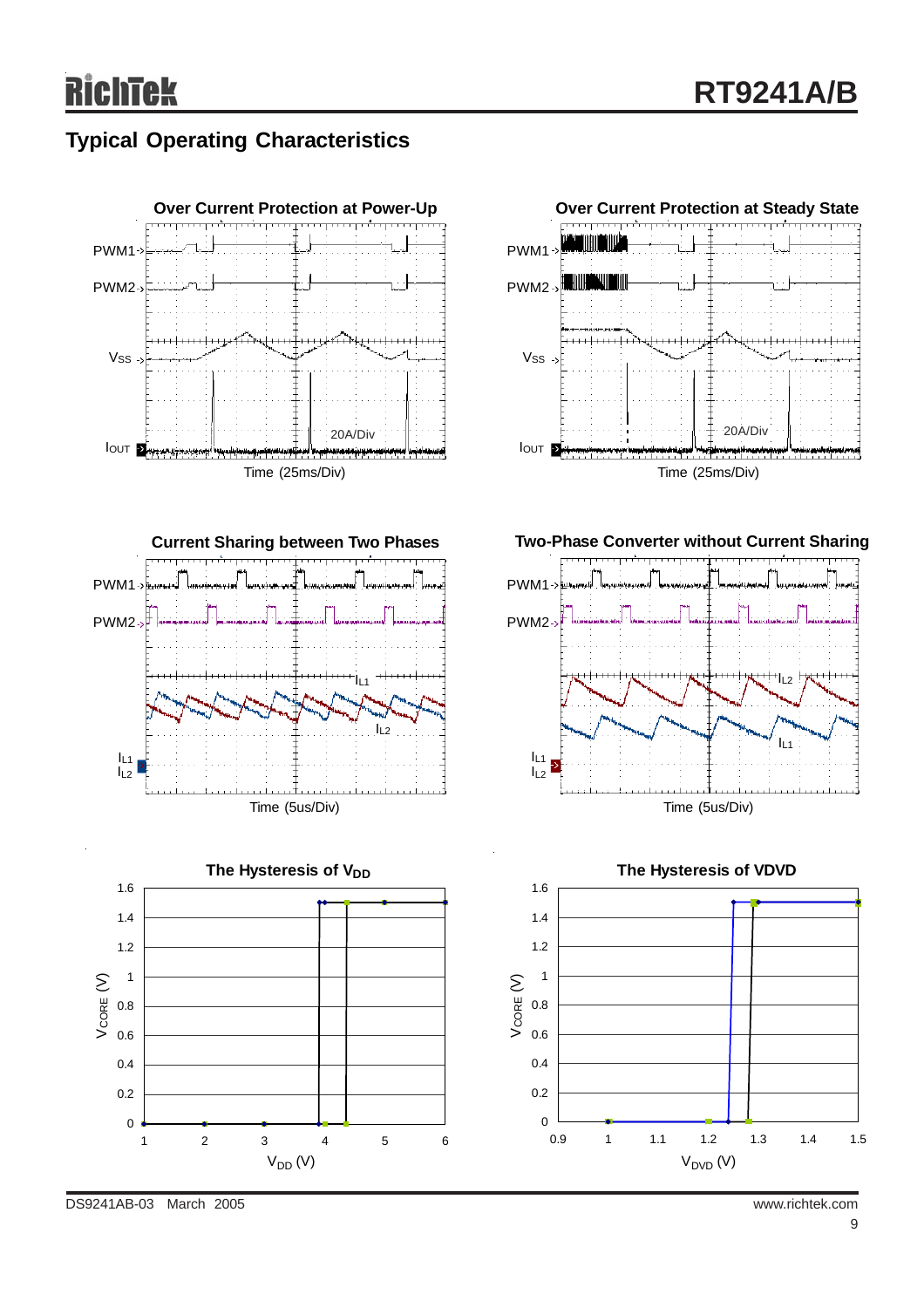## Typical Operating Characteristics

**Over Current Protection at Power-Up**

PWM1

PWM2

VSS

IOUT

20A/Div

Time (25ms/Div)

**Over Current Protection at Steady State**

PWM1

PWM2

VSS

IOUT

20A/Div

Time (25ms/Div)

**Current Sharing between Two Phases**

PWM1

PWM2

$I_{L1}$

$I_{L2}$

Time (5us/Div)

**Two-Phase Converter without Current Sharing**

PWM1

PWM2

$I_{L2}$

$I_{L1}$

Time (5us/Div)

**The Hysteresis of $V_{DD}$**

$V_{CORE}$ (V)

$V_{DD}$ (V)

**The Hysteresis of VDVD**

$V_{CORE}$ (V)

$V_{DVD}$ (V)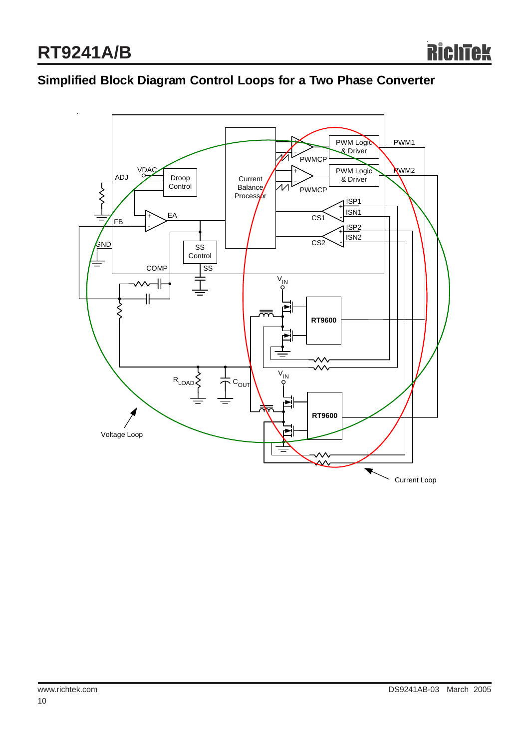## Simplified Block Diagram Control Loops for a Two Phase Converter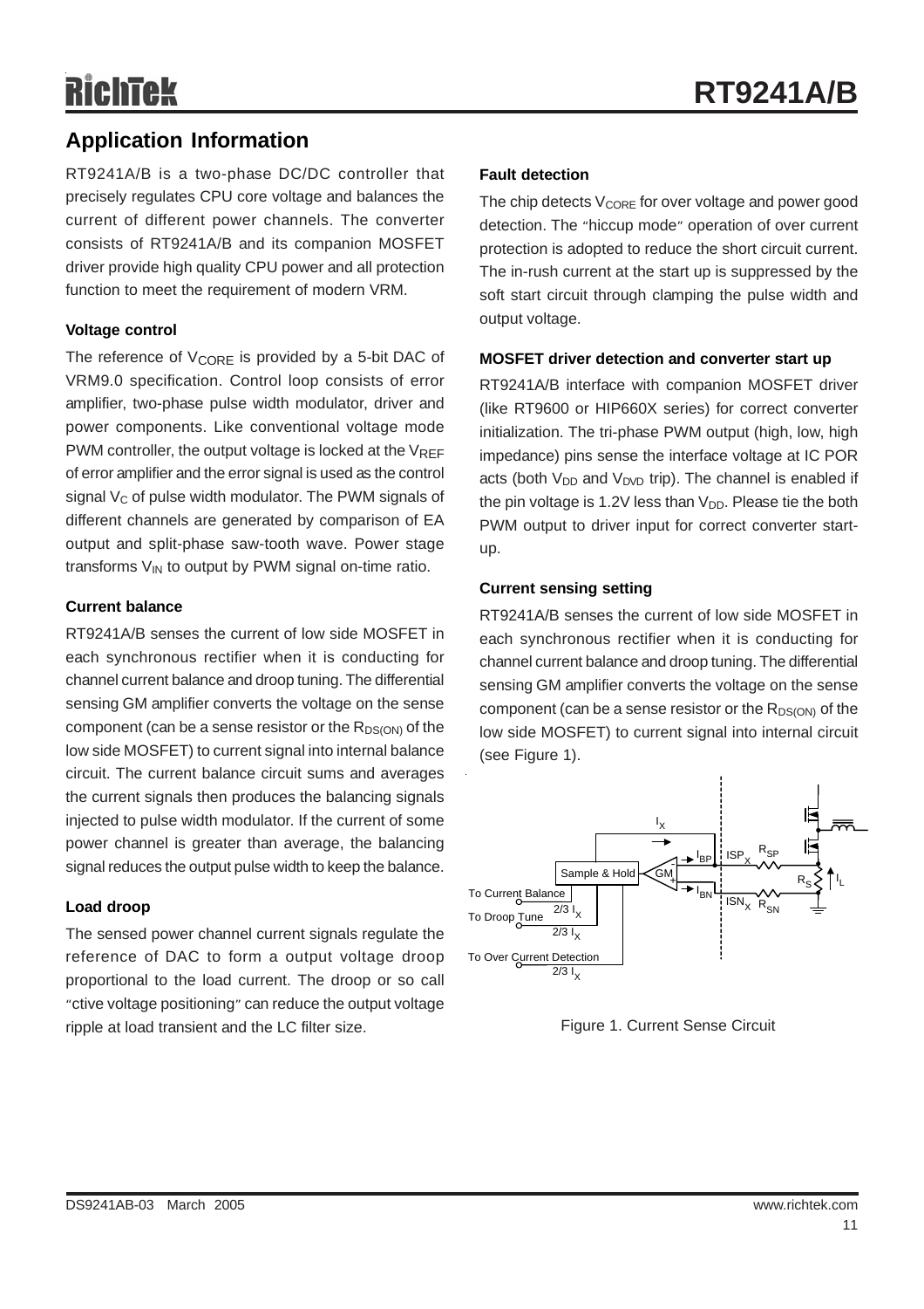## Application Information

RT9241A/B is a two-phase DC/DC controller that precisely regulates CPU core voltage and balances the current of different power channels. The converter consists of RT9241A/B and its companion MOSFET driver provide high quality CPU power and all protection function to meet the requirement of modern VRM.

### Voltage control

The reference of $V_{CORE}$ is provided by a 5-bit DAC of VRM9.0 specification. Control loop consists of error amplifier, two-phase pulse width modulator, driver and power components. Like conventional voltage mode PWM controller, the output voltage is locked at the $V_{REF}$ of error amplifier and the error signal is used as the control signal $V_C$ of pulse width modulator. The PWM signals of different channels are generated by comparison of EA output and split-phase saw-tooth wave. Power stage transforms $V_{IN}$ to output by PWM signal on-time ratio.

### Current balance

RT9241A/B senses the current of low side MOSFET in each synchronous rectifier when it is conducting for channel current balance and droop tuning. The differential sensing GM amplifier converts the voltage on the sense component (can be a sense resistor or the $R_{DS(ON)}$ of the low side MOSFET) to current signal into internal balance circuit. The current balance circuit sums and averages the current signals then produces the balancing signals injected to pulse width modulator. If the current of some power channel is greater than average, the balancing signal reduces the output pulse width to keep the balance.

### Load droop

The sensed power channel current signals regulate the reference of DAC to form a output voltage droop proportional to the load current. The droop or so call "ctive voltage positioning" can reduce the output voltage ripple at load transient and the LC filter size.

### Fault detection

The chip detects $V_{CORE}$ for over voltage and power good detection. The "hiccup mode" operation of over current protection is adopted to reduce the short circuit current. The in-rush current at the start up is suppressed by the soft start circuit through clamping the pulse width and output voltage.

### MOSFET driver detection and converter start up

RT9241A/B interface with companion MOSFET driver (like RT9600 or HIP660X series) for correct converter initialization. The tri-phase PWM output (high, low, high impedance) pins sense the interface voltage at IC POR acts (both $V_{DD}$ and $V_{DVD}$ trip). The channel is enabled if the pin voltage is 1.2V less than $V_{DD}$. Please tie the both PWM output to driver input for correct converter start-up.

### Current sensing setting

RT9241A/B senses the current of low side MOSFET in each synchronous rectifier when it is conducting for channel current balance and droop tuning. The differential sensing GM amplifier converts the voltage on the sense component (can be a sense resistor or the $R_{DS(ON)}$ of the low side MOSFET) to current signal into internal circuit (see Figure 1).

Figure 1. Current Sense Circuit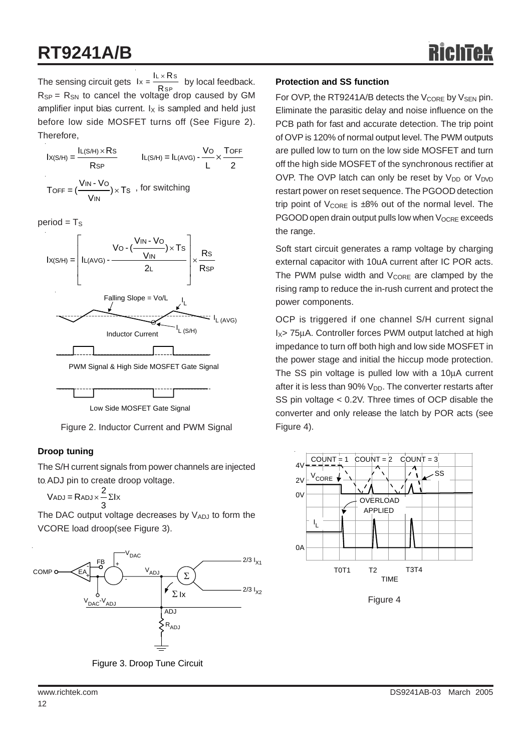The sensing circuit gets $I_X = \frac{I_L \times R_S}{R_{SP}}$ by local feedback. $R_{SP} = R_{SN}$ to cancel the voltage drop caused by GM amplifier input bias current. $I_X$ is sampled and held just before low side MOSFET turns off (See Figure 2). Therefore,

$$I_{X(S/H)} = \frac{I_{L(S/H)} \times R_S}{R_{SP}} \qquad I_{L(S/H)} = I_{L(AVG)} - \frac{V_O}{L} \times \frac{T_{OFF}}{2}$$

$$T_{OFF} = \left(\frac{V_{IN} - V_O}{V_{IN}}\right) \times T_S$$, for switching

period = $T_S$

$$I_{X(S/H)} = \left[ I_{L(AVG)} - \frac{V_O - \left(\frac{V_{IN} - V_O}{V_{IN}}\right) \times T_S}{2L} \right] \times \frac{R_S}{R_{SP}}$$

Figure 2. Inductor Current and PWM Signal

### Droop tuning

The S/H current signals from power channels are injected to ADJ pin to create droop voltage.

$$V_{ADJ} = R_{ADJ} \times \frac{2}{3} \Sigma I_X$$

The DAC output voltage decreases by $V_{ADJ}$ to form the VCORE load droop(see Figure 3).

Figure 3. Droop Tune Circuit

### Protection and SS function

For OVP, the RT9241A/B detects the $V_{CORE}$ by $V_{SEN}$ pin. Eliminate the parasitic delay and noise influence on the PCB path for fast and accurate detection. The trip point of OVP is 120% of normal output level. The PWM outputs are pulled low to turn on the low side MOSFET and turn off the high side MOSFET of the synchronous rectifier at OVP. The OVP latch can only be reset by $V_{DD}$ or $V_{DVD}$ restart power on reset sequence. The PGOOD detection trip point of $V_{CORE}$ is ±8% out of the normal level. The PGOOD open drain output pulls low when $V_{OCRE}$ exceeds the range.

Soft start circuit generates a ramp voltage by charging external capacitor with 10uA current after IC POR acts. The PWM pulse width and $V_{CORE}$ are clamped by the rising ramp to reduce the in-rush current and protect the power components.

OCP is triggered if one channel S/H current signal $I_X$> 75μA. Controller forces PWM output latched at high impedance to turn off both high and low side MOSFET in the power stage and initial the hiccup mode protection. The SS pin voltage is pulled low with a 10μA current after it is less than 90% $V_{DD}$. The converter restarts after SS pin voltage < 0.2V. Three times of OCP disable the converter and only release the latch by POR acts (see Figure 4).

Figure 4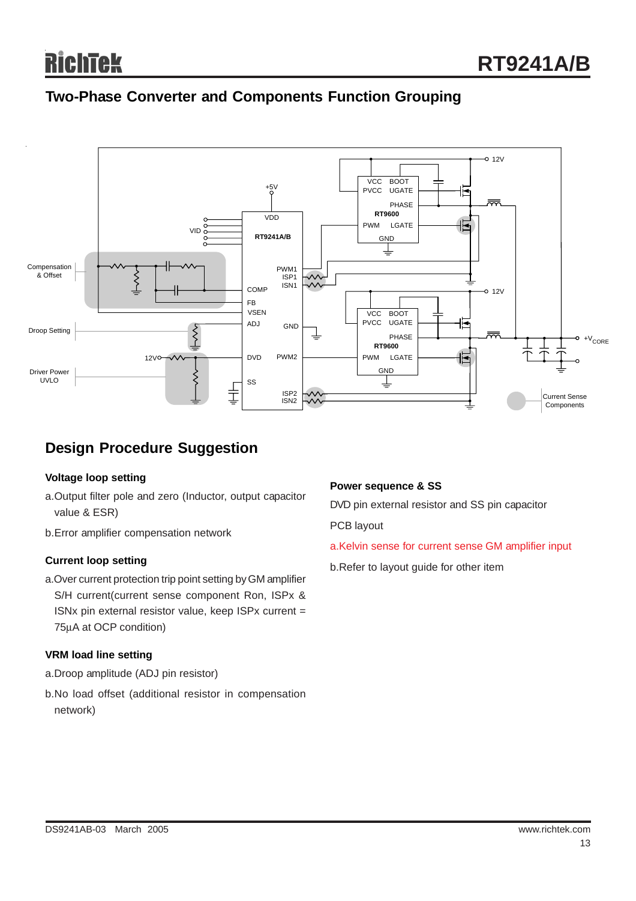## Two-Phase Converter and Components Function Grouping

## Design Procedure Suggestion

### Voltage loop setting

a. Output filter pole and zero (Inductor, output capacitor value & ESR)

b. Error amplifier compensation network

### Current loop setting

a. Over current protection trip point setting by GM amplifier S/H current(current sense component Ron, ISPx & ISNx pin external resistor value, keep ISPx current = 75µA at OCP condition)

### VRM load line setting

a. Droop amplitude (ADJ pin resistor)

b. No load offset (additional resistor in compensation network)

### Power sequence & SS

DVD pin external resistor and SS pin capacitor

PCB layout

a. Kelvin sense for current sense GM amplifier input

b. Refer to layout guide for other item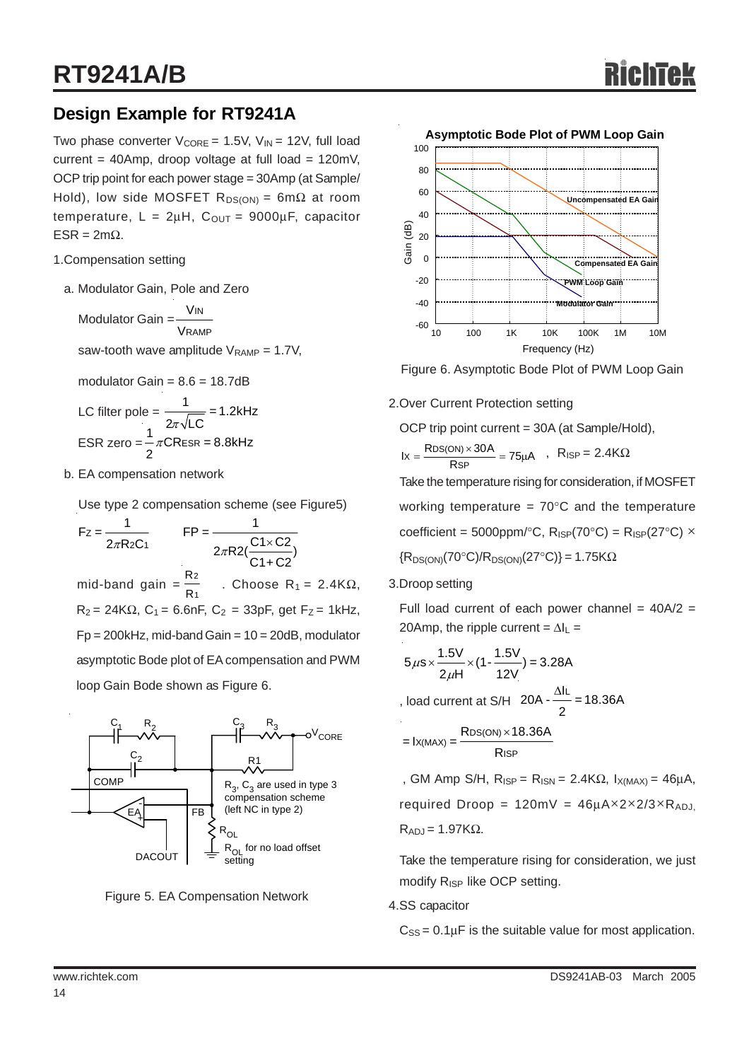## Design Example for RT9241A

Two phase converter $V_{CORE}$ = 1.5V, $V_{IN}$ = 12V, full load current = 40Amp, droop voltage at full load = 120mV, OCP trip point for each power stage = 30Amp (at Sample/Hold), low side MOSFET $R_{DS(ON)}$ = 6mΩ at room temperature, L = 2μH, $C_{OUT}$ = 9000μF, capacitor ESR = 2mΩ.

1.Compensation setting

a. Modulator Gain, Pole and Zero

$$\text{Modulator Gain} = \frac{V_{IN}}{V_{RAMP}}$$

saw-tooth wave amplitude $V_{RAMP}$ = 1.7V,

modulator Gain = 8.6 = 18.7dB

$$\text{LC filter pole} = \frac{1}{2\pi\sqrt{LC}} = 1.2\text{kHz}$$

$$\text{ESR zero} = \frac{1}{2}\pi CR_{ESR} = 8.8\text{kHz}$$

b. EA compensation network

Use type 2 compensation scheme (see Figure5)

$$F_Z = \frac{1}{2\pi R_2 C_1} \qquad F_P = \frac{1}{2\pi R_2\left(\frac{C1\times C2}{C1+C2}\right)}$$

mid-band gain $= \frac{R_2}{R_1}$. Choose $R_1$ = 2.4KΩ, $R_2$ = 24KΩ, $C_1$ = 6.6nF, $C_2$ = 33pF, get $F_Z$ = 1kHz, Fp = 200kHz, mid-band Gain = 10 = 20dB, modulator asymptotic Bode plot of EA compensation and PWM loop Gain Bode shown as Figure 6.

Figure 5. EA Compensation Network

Figure 6. Asymptotic Bode Plot of PWM Loop Gain

2.Over Current Protection setting

OCP trip point current = 30A (at Sample/Hold),

$$I_X = \frac{R_{DS(ON)} \times 30A}{R_{SP}} = 75\mu A \;,\quad R_{ISP} = 2.4K\Omega$$

Take the temperature rising for consideration, if MOSFET working temperature = 70°C and the temperature coefficient = 5000ppm/°C, $R_{ISP}$(70°C) = $R_{ISP}$(27°C) × {$R_{DS(ON)}$(70°C)/$R_{DS(ON)}$(27°C)} = 1.75KΩ

3.Droop setting

Full load current of each power channel = 40A/2 = 20Amp, the ripple current = $\Delta I_L$ =

$$5\mu s \times \frac{1.5V}{2\mu H} \times \left(1 - \frac{1.5V}{12V}\right) = 3.28A$$

, load current at S/H $20A - \frac{\Delta I_L}{2} = 18.36A$

$$= I_{X(MAX)} = \frac{R_{DS(ON)} \times 18.36A}{R_{ISP}}$$

, GM Amp S/H, $R_{ISP}$ = $R_{ISN}$ = 2.4KΩ, $I_{X(MAX)}$ = 46μA, required Droop = 120mV = 46μA×2×2/3×$R_{ADJ}$, $R_{ADJ}$ = 1.97KΩ.

Take the temperature rising for consideration, we just modify $R_{ISP}$ like OCP setting.

4.SS capacitor

$C_{SS}$ = 0.1μF is the suitable value for most application.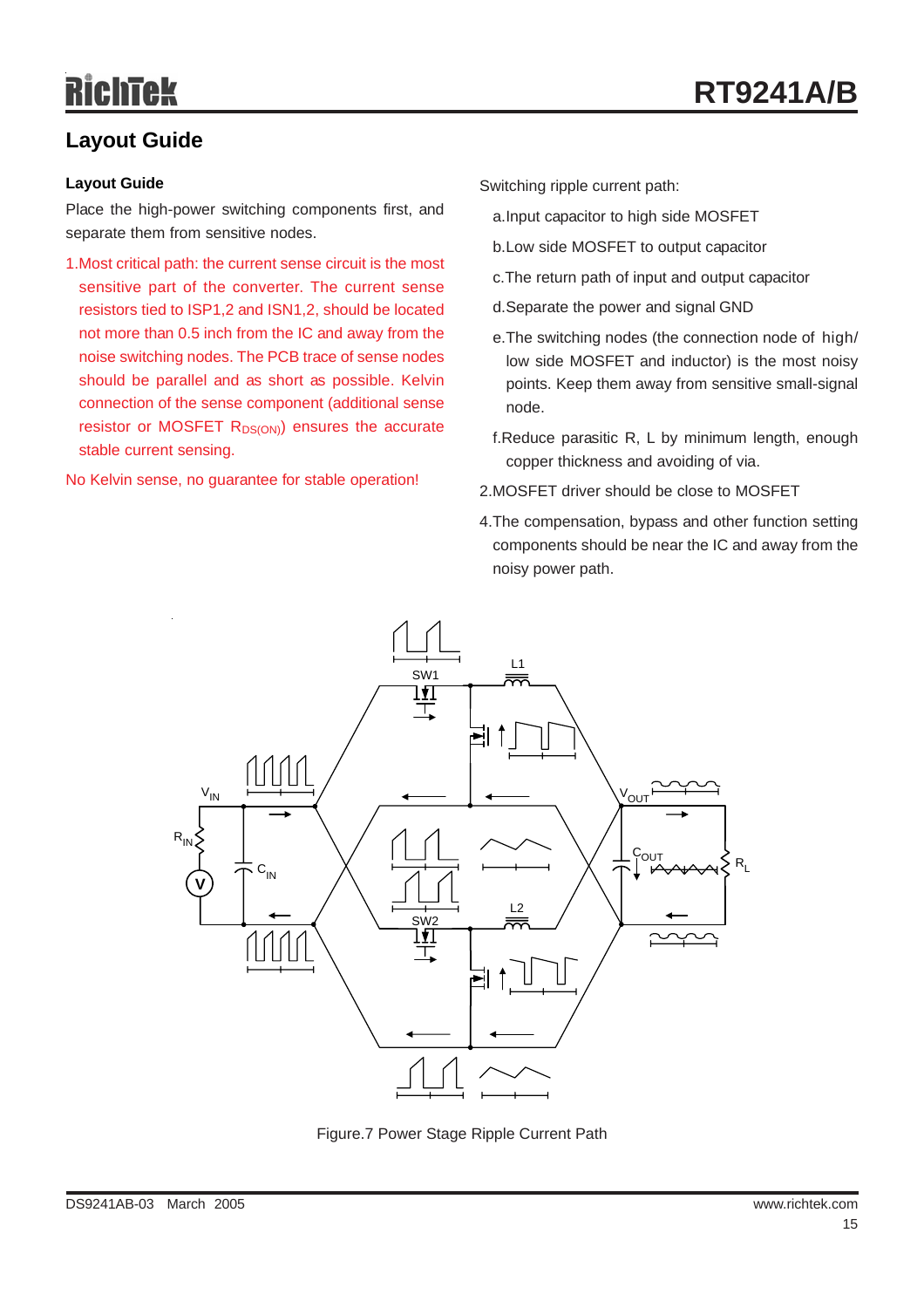## Layout Guide

### Layout Guide

Place the high-power switching components first, and separate them from sensitive nodes.

1. Most critical path: the current sense circuit is the most sensitive part of the converter. The current sense resistors tied to ISP1,2 and ISN1,2, should be located not more than 0.5 inch from the IC and away from the noise switching nodes. The PCB trace of sense nodes should be parallel and as short as possible. Kelvin connection of the sense component (additional sense resistor or MOSFET $R_{DS(ON)}$) ensures the accurate stable current sensing.

No Kelvin sense, no guarantee for stable operation!

Switching ripple current path:

a. Input capacitor to high side MOSFET

b. Low side MOSFET to output capacitor

c. The return path of input and output capacitor

d. Separate the power and signal GND

e. The switching nodes (the connection node of high/low side MOSFET and inductor) is the most noisy points. Keep them away from sensitive small-signal node.

f. Reduce parasitic R, L by minimum length, enough copper thickness and avoiding of via.

2. MOSFET driver should be close to MOSFET

4. The compensation, bypass and other function setting components should be near the IC and away from the noisy power path.

Figure.7 Power Stage Ripple Current Path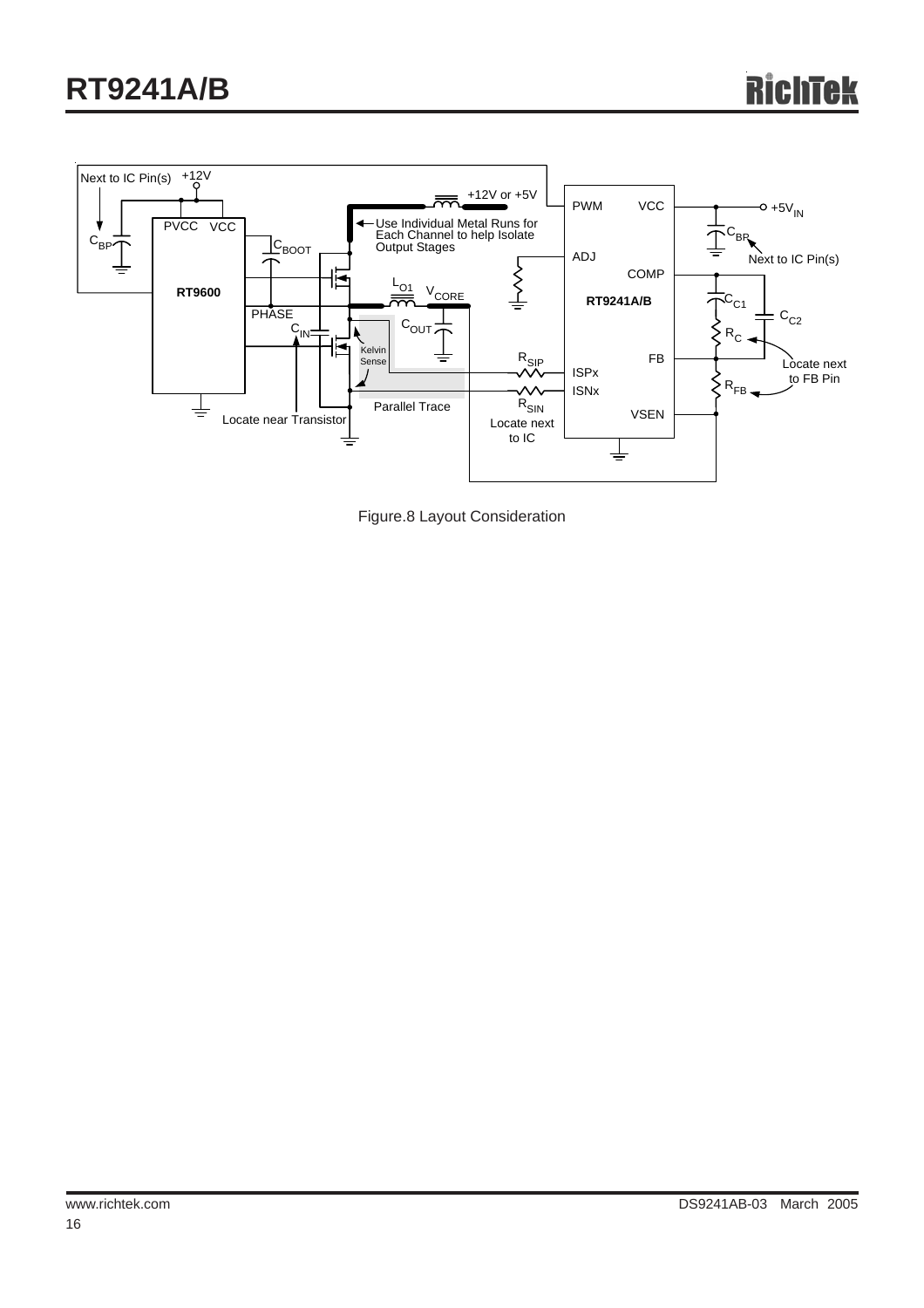Figure.8 Layout Consideration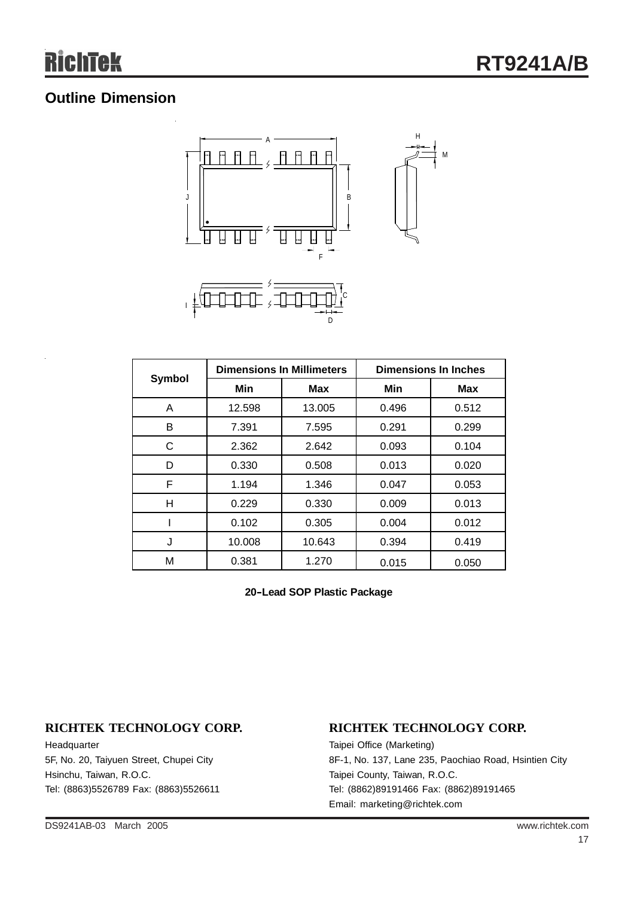## Outline Dimension

| Symbol | Dimensions In Millimeters | | Dimensions In Inches | |
|---|---|---|---|---|
| | Min | Max | Min | Max |
| A | 12.598 | 13.005 | 0.496 | 0.512 |
| B | 7.391 | 7.595 | 0.291 | 0.299 |
| C | 2.362 | 2.642 | 0.093 | 0.104 |
| D | 0.330 | 0.508 | 0.013 | 0.020 |
| F | 1.194 | 1.346 | 0.047 | 0.053 |
| H | 0.229 | 0.330 | 0.009 | 0.013 |
| I | 0.102 | 0.305 | 0.004 | 0.012 |
| J | 10.008 | 10.643 | 0.394 | 0.419 |
| M | 0.381 | 1.270 | 0.015 | 0.050 |

**20-Lead SOP Plastic Package**

**RICHTEK TECHNOLOGY CORP.**

Headquarter
5F, No. 20, Taiyuen Street, Chupei City
Hsinchu, Taiwan, R.O.C.
Tel: (8863)5526789 Fax: (8863)5526611

**RICHTEK TECHNOLOGY CORP.**

Taipei Office (Marketing)
8F-1, No. 137, Lane 235, Paochiao Road, Hsintien City
Taipei County, Taiwan, R.O.C.
Tel: (8862)89191466 Fax: (8862)89191465
Email: marketing@richtek.com